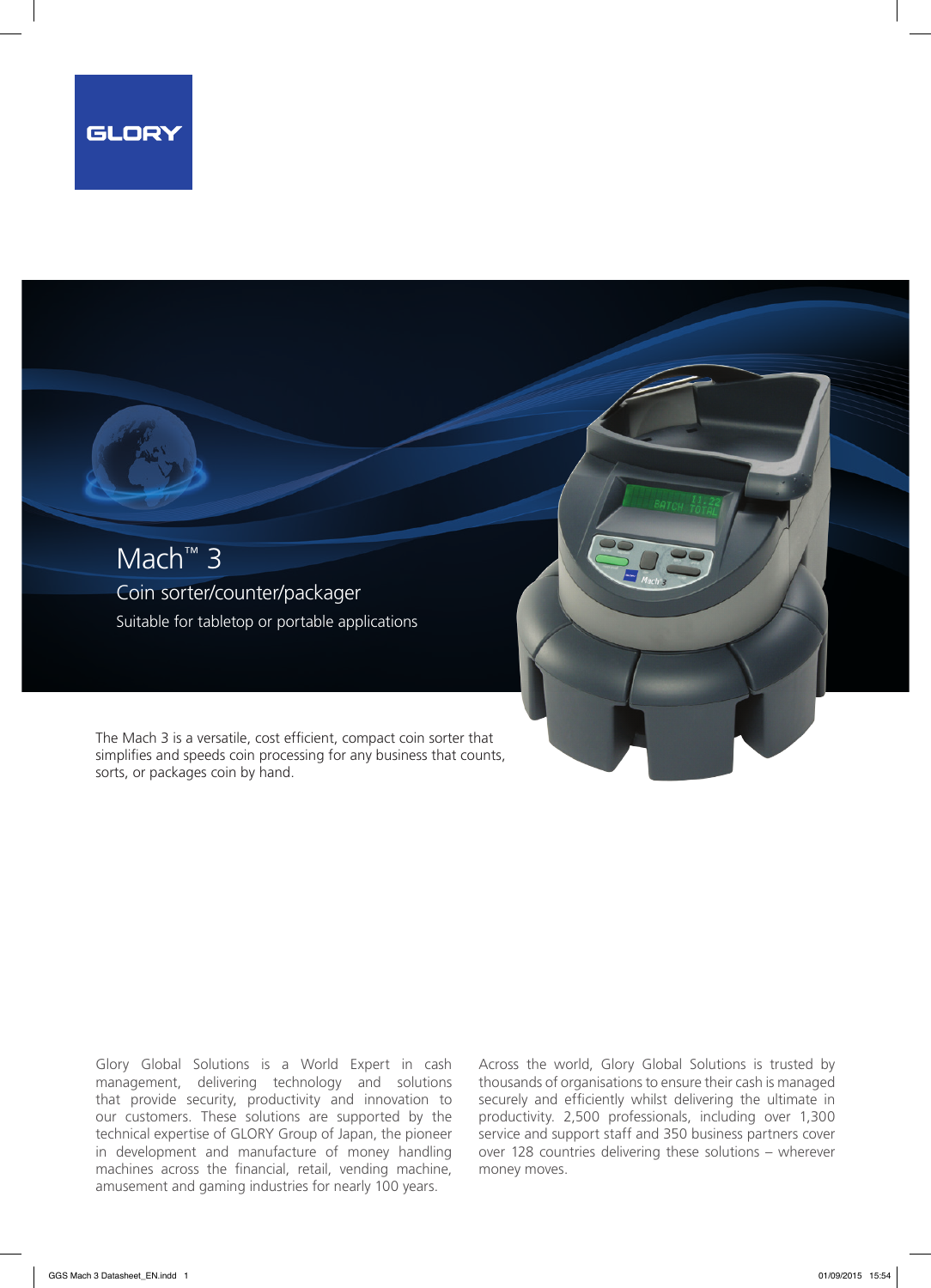GLORY

# Mach™ 3

## Coin sorter/counter/packager

Suitable for tabletop or portable applications

The Mach 3 is a versatile, cost efficient, compact coin sorter that simplifies and speeds coin processing for any business that counts, sorts, or packages coin by hand.

Glory Global Solutions is a World Expert in cash management, delivering technology and solutions that provide security, productivity and innovation to our customers. These solutions are supported by the technical expertise of GLORY Group of Japan, the pioneer in development and manufacture of money handling machines across the financial, retail, vending machine, amusement and gaming industries for nearly 100 years.

Across the world, Glory Global Solutions is trusted by thousands of organisations to ensure their cash is managed securely and efficiently whilst delivering the ultimate in productivity. 2,500 professionals, including over 1,300 service and support staff and 350 business partners cover over 128 countries delivering these solutions – wherever money moves.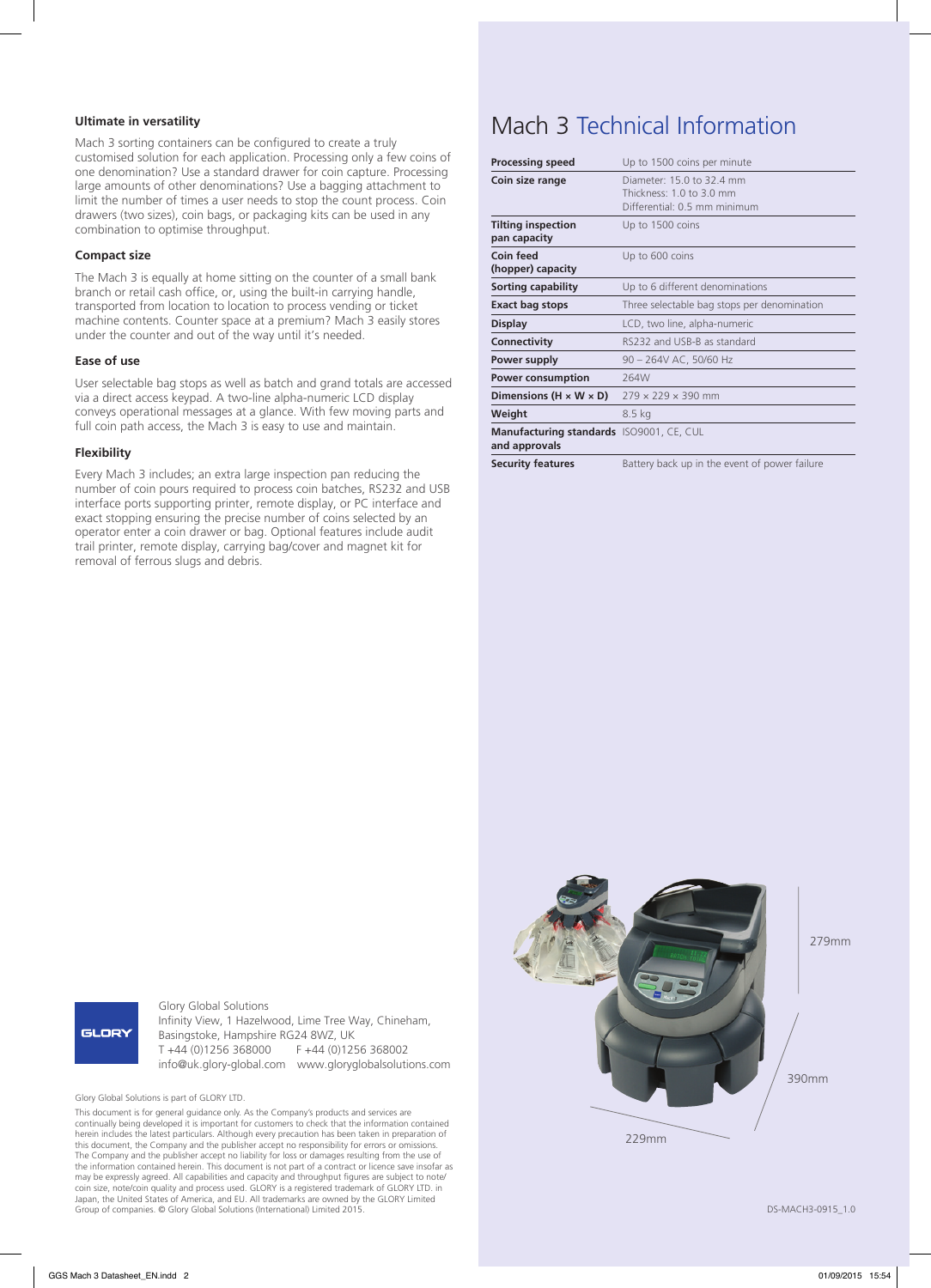### Ultimate in versatility

Mach 3 sorting containers can be configured to create a truly customised solution for each application. Processing only a few coins of one denomination? Use a standard drawer for coin capture. Processing large amounts of other denominations? Use a bagging attachment to limit the number of times a user needs to stop the count process. Coin drawers (two sizes), coin bags, or packaging kits can be used in any combination to optimise throughput.

### Compact size

The Mach 3 is equally at home sitting on the counter of a small bank branch or retail cash office, or, using the built-in carrying handle, transported from location to location to process vending or ticket machine contents. Counter space at a premium? Mach 3 easily stores under the counter and out of the way until it's needed.

### Ease of use

User selectable bag stops as well as batch and grand totals are accessed via a direct access keypad. A two-line alpha-numeric LCD display conveys operational messages at a glance. With few moving parts and full coin path access, the Mach 3 is easy to use and maintain.

### Flexibility

Every Mach 3 includes; an extra large inspection pan reducing the number of coin pours required to process coin batches, RS232 and USB interface ports supporting printer, remote display, or PC interface and exact stopping ensuring the precise number of coins selected by an operator enter a coin drawer or bag. Optional features include audit trail printer, remote display, carrying bag/cover and magnet kit for removal of ferrous slugs and debris.

## Mach 3 Technical Information

| | |
|---|---|
| **Processing speed** | Up to 1500 coins per minute |
| **Coin size range** | Diameter: 15.0 to 32.4 mm<br>Thickness: 1.0 to 3.0 mm<br>Differential: 0.5 mm minimum |
| **Tilting inspection pan capacity** | Up to 1500 coins |
| **Coin feed (hopper) capacity** | Up to 600 coins |
| **Sorting capability** | Up to 6 different denominations |
| **Exact bag stops** | Three selectable bag stops per denomination |
| **Display** | LCD, two line, alpha-numeric |
| **Connectivity** | RS232 and USB-B as standard |
| **Power supply** | 90 – 264V AC, 50/60 Hz |
| **Power consumption** | 264W |
| **Dimensions (H × W × D)** | 279 × 229 × 390 mm |
| **Weight** | 8.5 kg |
| **Manufacturing standards and approvals** | ISO9001, CE, CUL |
| **Security features** | Battery back up in the event of power failure |

279mm

390mm

229mm

GLORY

Glory Global Solutions
Infinity View, 1 Hazelwood, Lime Tree Way, Chineham, Basingstoke, Hampshire RG24 8WZ, UK
T +44 (0)1256 368000 F +44 (0)1256 368002
info@uk.glory-global.com www.gloryglobalsolutions.com

Glory Global Solutions is part of GLORY LTD.

This document is for general guidance only. As the Company's products and services are continually being developed it is important for customers to check that the information contained herein includes the latest particulars. Although every precaution has been taken in preparation of this document, the Company and the publisher accept no responsibility for errors or omissions. The Company and the publisher accept no liability for loss or damages resulting from the use of the information contained herein. This document is not part of a contract or licence save insofar as may be expressly agreed. All capabilities and capacity and throughput figures are subject to note/coin size, note/coin quality and process used. GLORY is a registered trademark of GLORY LTD. in Japan, the United States of America, and EU. All trademarks are owned by the GLORY Limited Group of companies. © Glory Global Solutions (International) Limited 2015.

DS-MACH3-0915_1.0